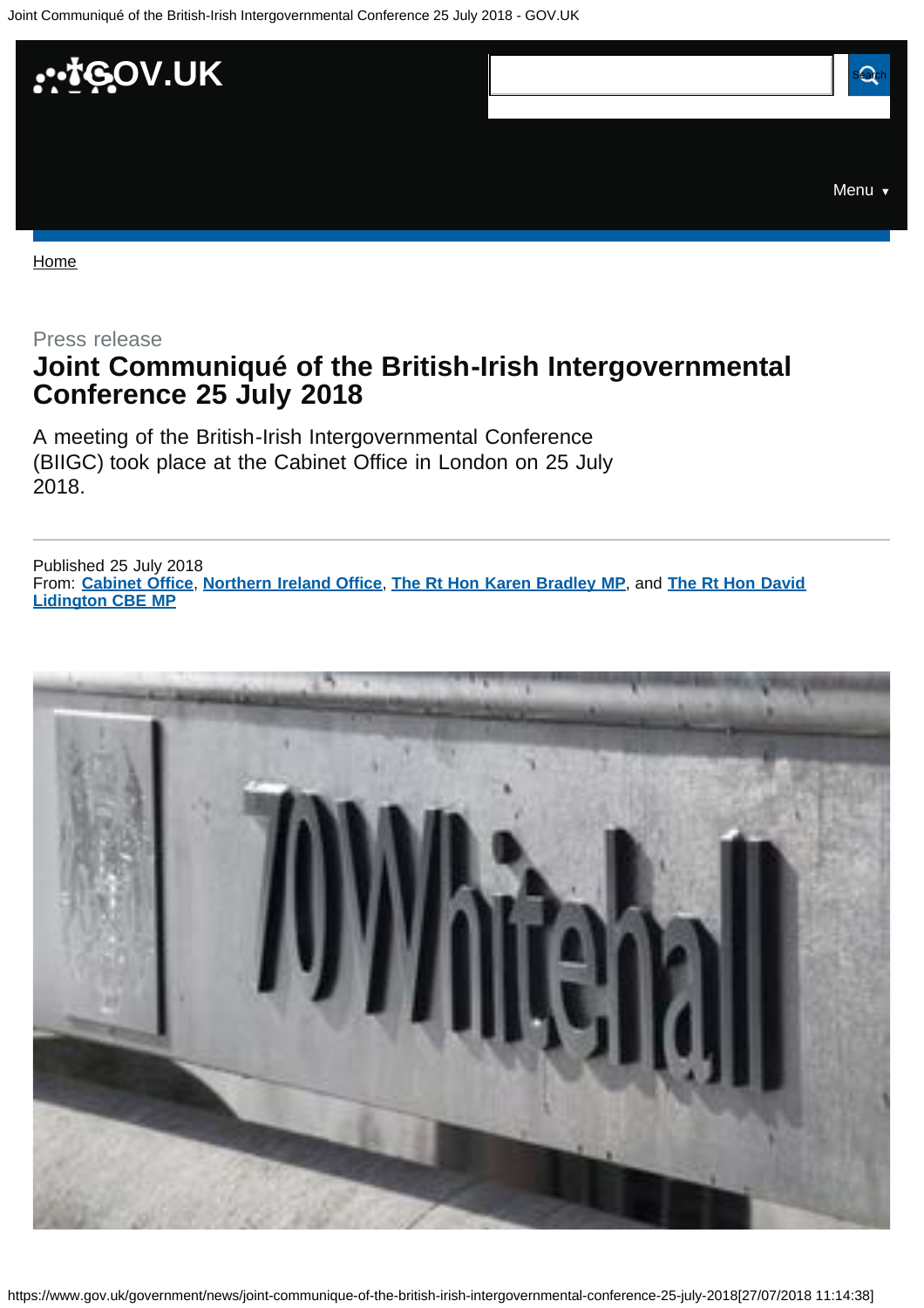Press release

# Joint Communiqué of the British-Irish Intergovernmental Conference 25 July 2018

A meeting of the British-Irish Intergovernmental Conference (BIIGC) took place at the Cabinet Office in London on 25 July 2018.

Published 25 July 2018
From: **Cabinet Office**, **Northern Ireland Office**, **The Rt Hon Karen Bradley MP**, and **The Rt Hon David Lidington CBE MP**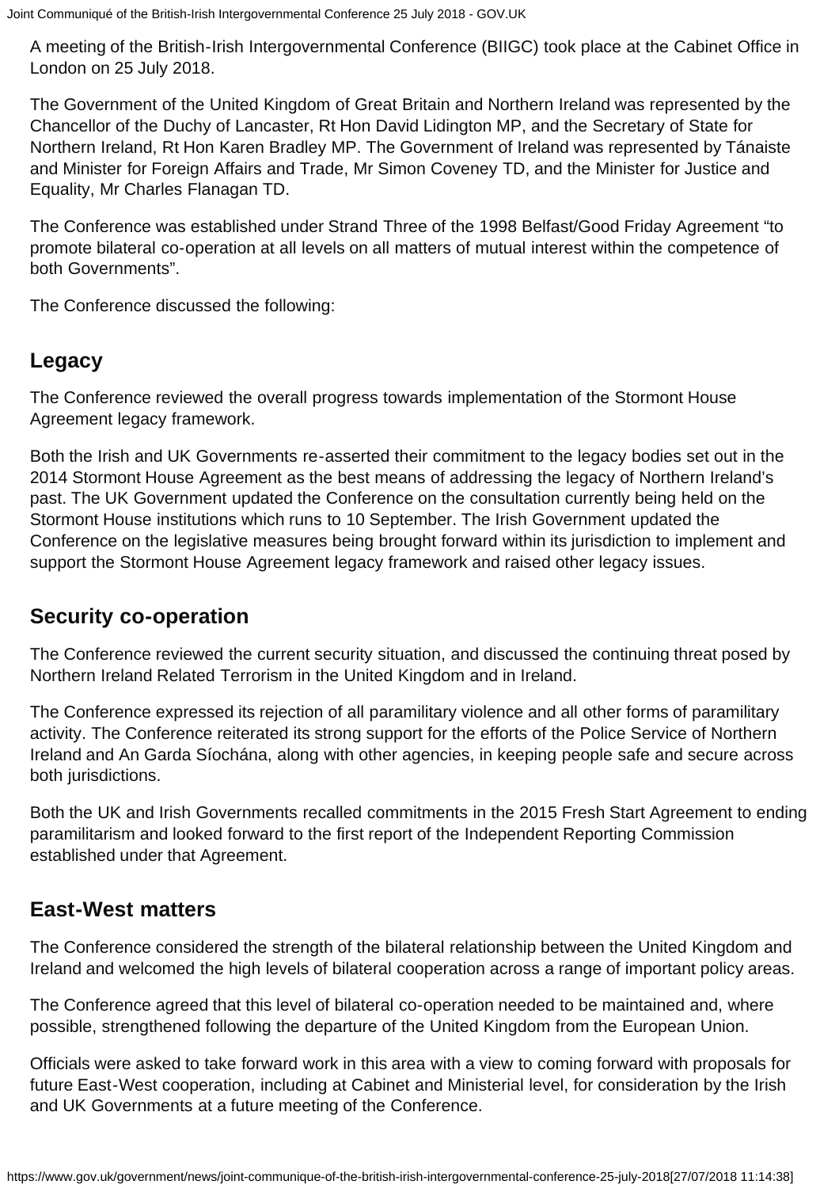A meeting of the British-Irish Intergovernmental Conference (BIIGC) took place at the Cabinet Office in London on 25 July 2018.

The Government of the United Kingdom of Great Britain and Northern Ireland was represented by the Chancellor of the Duchy of Lancaster, Rt Hon David Lidington MP, and the Secretary of State for Northern Ireland, Rt Hon Karen Bradley MP. The Government of Ireland was represented by Tánaiste and Minister for Foreign Affairs and Trade, Mr Simon Coveney TD, and the Minister for Justice and Equality, Mr Charles Flanagan TD.

The Conference was established under Strand Three of the 1998 Belfast/Good Friday Agreement "to promote bilateral co-operation at all levels on all matters of mutual interest within the competence of both Governments".

The Conference discussed the following:

## Legacy

The Conference reviewed the overall progress towards implementation of the Stormont House Agreement legacy framework.

Both the Irish and UK Governments re-asserted their commitment to the legacy bodies set out in the 2014 Stormont House Agreement as the best means of addressing the legacy of Northern Ireland's past. The UK Government updated the Conference on the consultation currently being held on the Stormont House institutions which runs to 10 September. The Irish Government updated the Conference on the legislative measures being brought forward within its jurisdiction to implement and support the Stormont House Agreement legacy framework and raised other legacy issues.

## Security co-operation

The Conference reviewed the current security situation, and discussed the continuing threat posed by Northern Ireland Related Terrorism in the United Kingdom and in Ireland.

The Conference expressed its rejection of all paramilitary violence and all other forms of paramilitary activity. The Conference reiterated its strong support for the efforts of the Police Service of Northern Ireland and An Garda Síochána, along with other agencies, in keeping people safe and secure across both jurisdictions.

Both the UK and Irish Governments recalled commitments in the 2015 Fresh Start Agreement to ending paramilitarism and looked forward to the first report of the Independent Reporting Commission established under that Agreement.

## East-West matters

The Conference considered the strength of the bilateral relationship between the United Kingdom and Ireland and welcomed the high levels of bilateral cooperation across a range of important policy areas.

The Conference agreed that this level of bilateral co-operation needed to be maintained and, where possible, strengthened following the departure of the United Kingdom from the European Union.

Officials were asked to take forward work in this area with a view to coming forward with proposals for future East-West cooperation, including at Cabinet and Ministerial level, for consideration by the Irish and UK Governments at a future meeting of the Conference.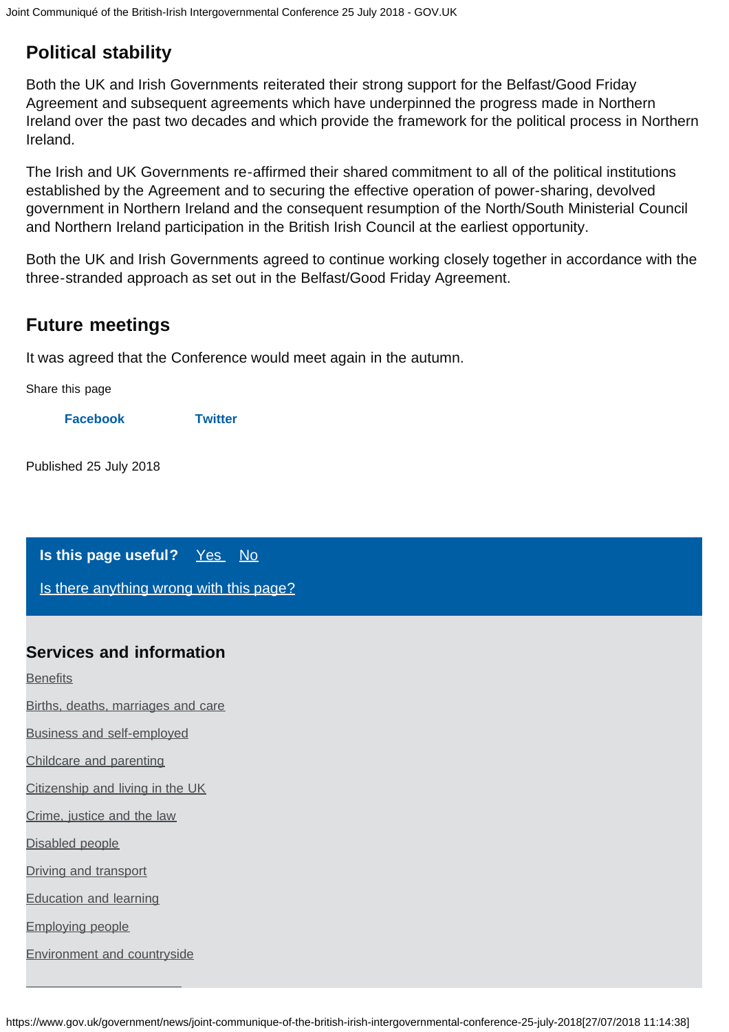## Political stability

Both the UK and Irish Governments reiterated their strong support for the Belfast/Good Friday Agreement and subsequent agreements which have underpinned the progress made in Northern Ireland over the past two decades and which provide the framework for the political process in Northern Ireland.

The Irish and UK Governments re-affirmed their shared commitment to all of the political institutions established by the Agreement and to securing the effective operation of power-sharing, devolved government in Northern Ireland and the consequent resumption of the North/South Ministerial Council and Northern Ireland participation in the British Irish Council at the earliest opportunity.

Both the UK and Irish Governments agreed to continue working closely together in accordance with the three-stranded approach as set out in the Belfast/Good Friday Agreement.

## Future meetings

It was agreed that the Conference would meet again in the autumn.

Share this page

**Facebook** **Twitter**

Published 25 July 2018

**Is this page useful?** Yes No

Is there anything wrong with this page?

### Services and information

Benefits

Births, deaths, marriages and care

Business and self-employed

Childcare and parenting

Citizenship and living in the UK

Crime, justice and the law

Disabled people

Driving and transport

Education and learning

Employing people

Environment and countryside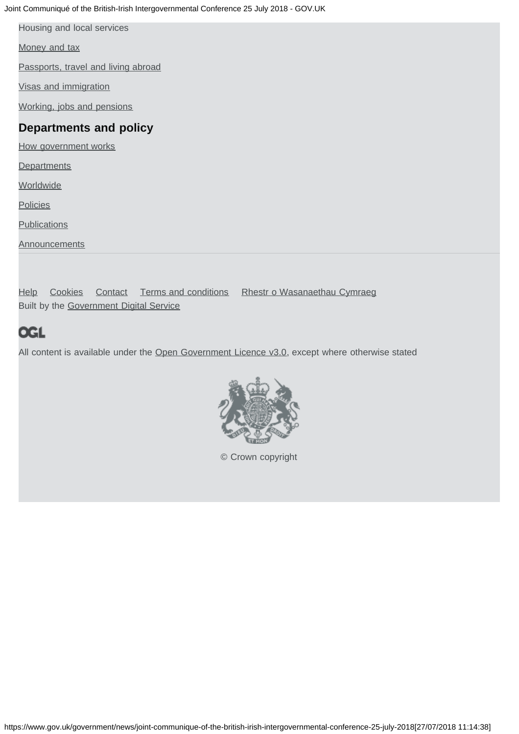Housing and local services

Money and tax

Passports, travel and living abroad

Visas and immigration

Working, jobs and pensions

## Departments and policy

How government works

Departments

Worldwide

Policies

Publications

Announcements

Help Cookies Contact Terms and conditions Rhestr o Wasanaethau Cymraeg

Built by the Government Digital Service

OGL

All content is available under the Open Government Licence v3.0, except where otherwise stated

© Crown copyright